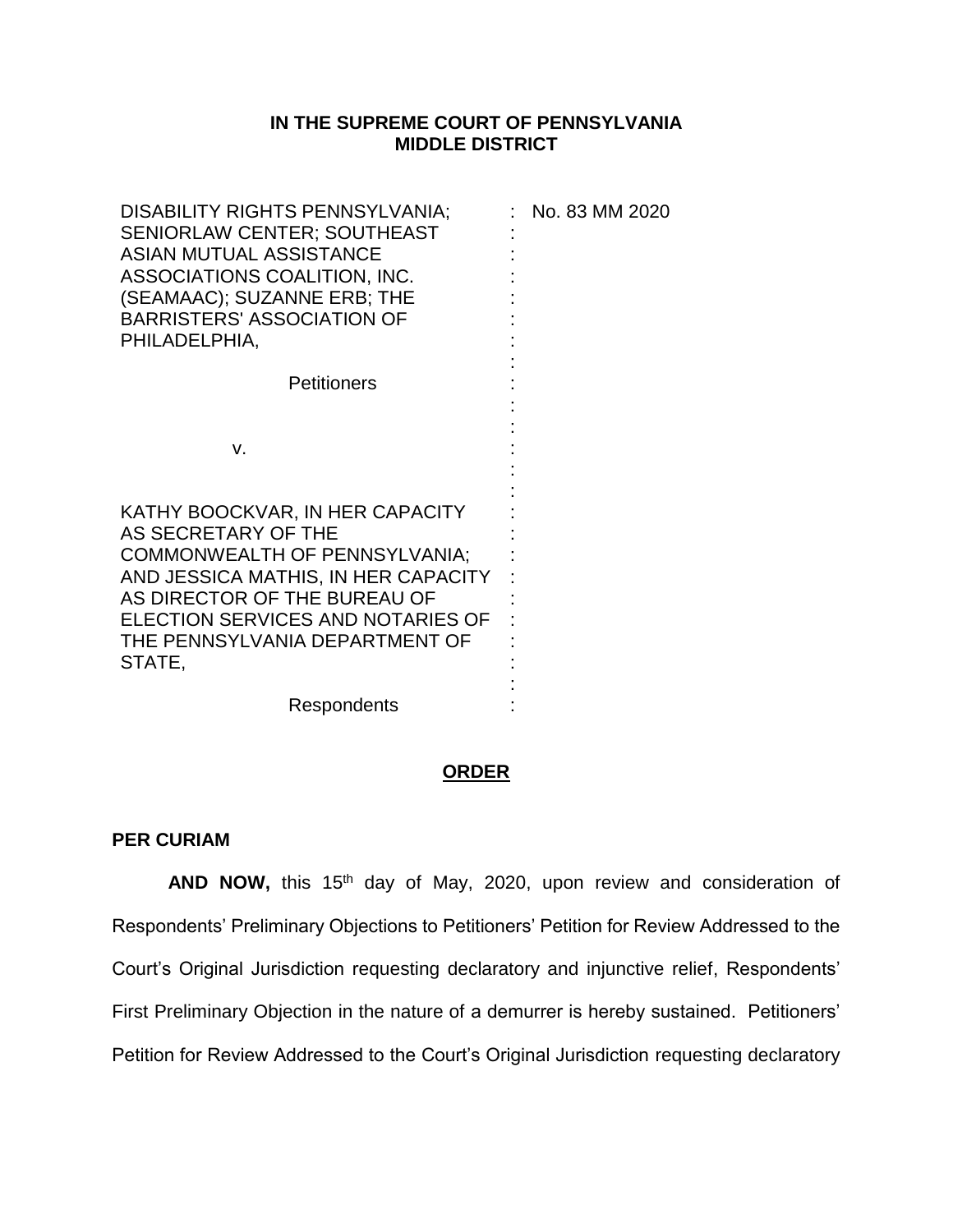**IN THE SUPREME COURT OF PENNSYLVANIA**
**MIDDLE DISTRICT**

| | | |
|---|---|---|
| DISABILITY RIGHTS PENNSYLVANIA; SENIORLAW CENTER; SOUTHEAST ASIAN MUTUAL ASSISTANCE ASSOCIATIONS COALITION, INC. (SEAMAAC); SUZANNE ERB; THE BARRISTERS' ASSOCIATION OF PHILADELPHIA,<br><br>Petitioners<br><br>v.<br><br>KATHY BOOCKVAR, IN HER CAPACITY AS SECRETARY OF THE COMMONWEALTH OF PENNSYLVANIA; AND JESSICA MATHIS, IN HER CAPACITY AS DIRECTOR OF THE BUREAU OF ELECTION SERVICES AND NOTARIES OF THE PENNSYLVANIA DEPARTMENT OF STATE,<br><br>Respondents | : | No. 83 MM 2020 |

**ORDER**

**PER CURIAM**

**AND NOW,** this 15th day of May, 2020, upon review and consideration of Respondents' Preliminary Objections to Petitioners' Petition for Review Addressed to the Court's Original Jurisdiction requesting declaratory and injunctive relief, Respondents' First Preliminary Objection in the nature of a demurrer is hereby sustained. Petitioners' Petition for Review Addressed to the Court's Original Jurisdiction requesting declaratory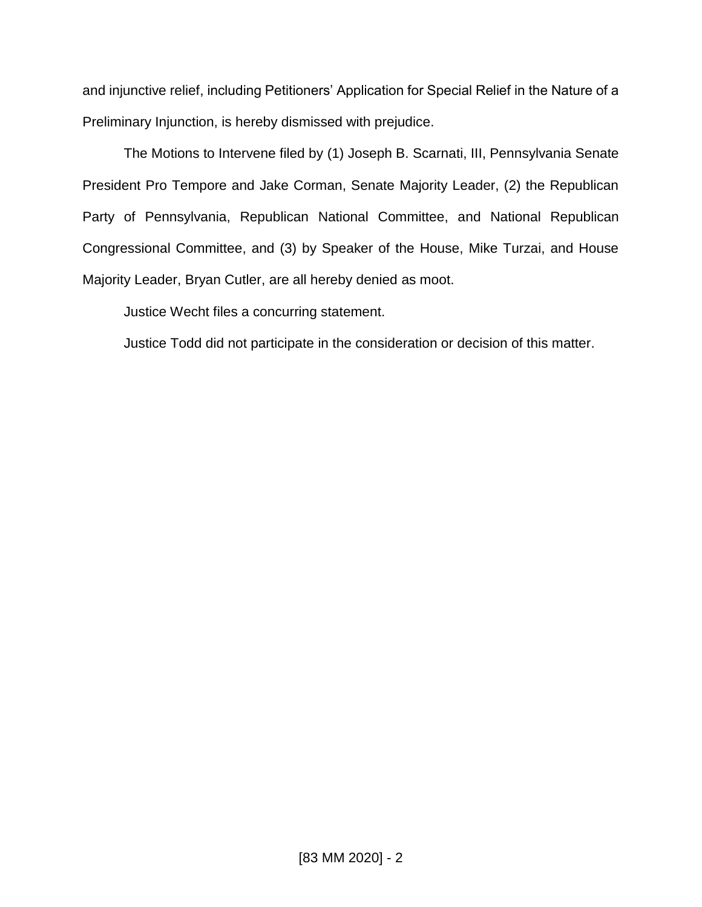and injunctive relief, including Petitioners' Application for Special Relief in the Nature of a Preliminary Injunction, is hereby dismissed with prejudice.

The Motions to Intervene filed by (1) Joseph B. Scarnati, III, Pennsylvania Senate President Pro Tempore and Jake Corman, Senate Majority Leader, (2) the Republican Party of Pennsylvania, Republican National Committee, and National Republican Congressional Committee, and (3) by Speaker of the House, Mike Turzai, and House Majority Leader, Bryan Cutler, are all hereby denied as moot.

Justice Wecht files a concurring statement.

Justice Todd did not participate in the consideration or decision of this matter.